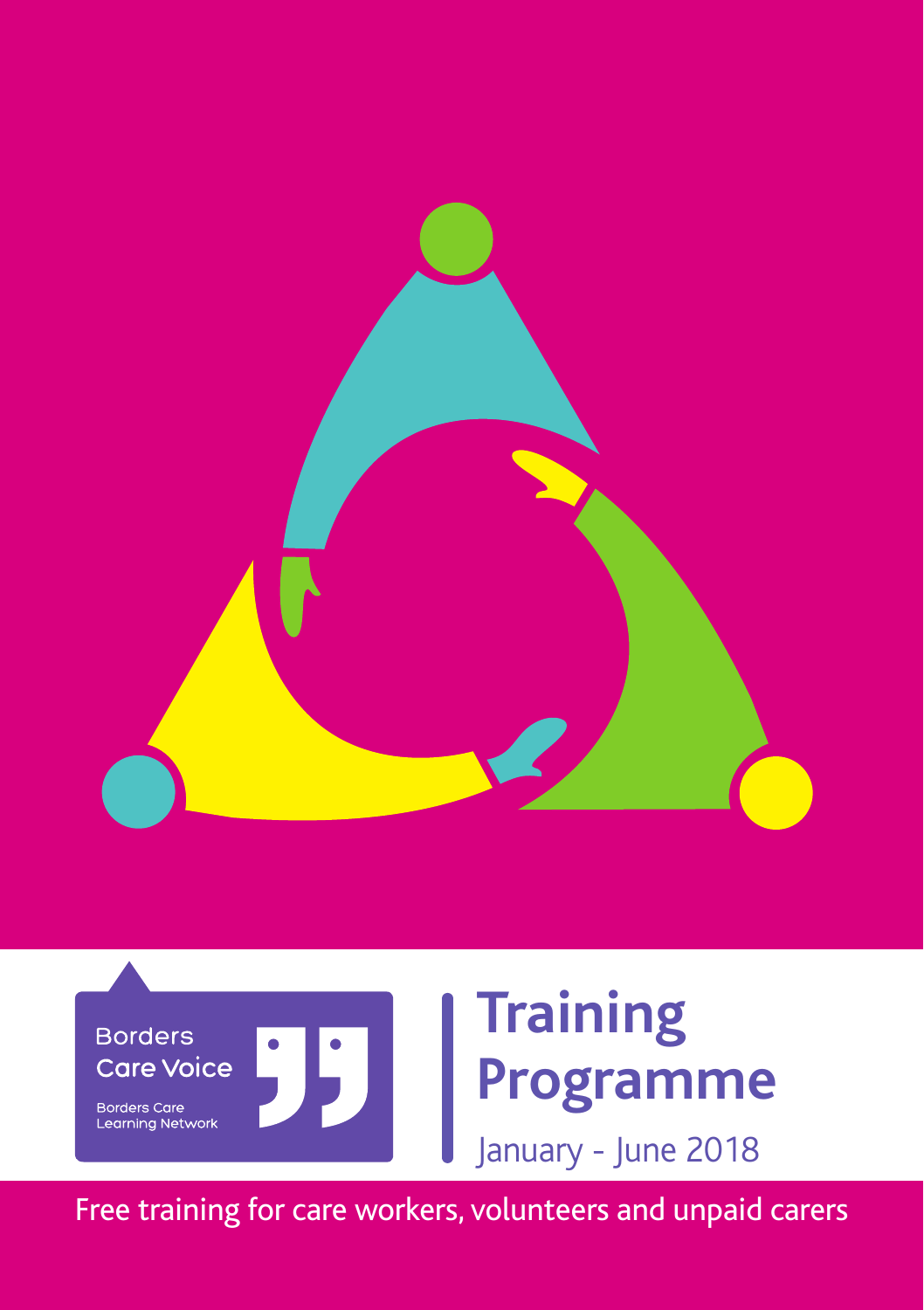Borders Care Voice

Borders Care Learning Network

# Training Programme

January - June 2018

Free training for care workers, volunteers and unpaid carers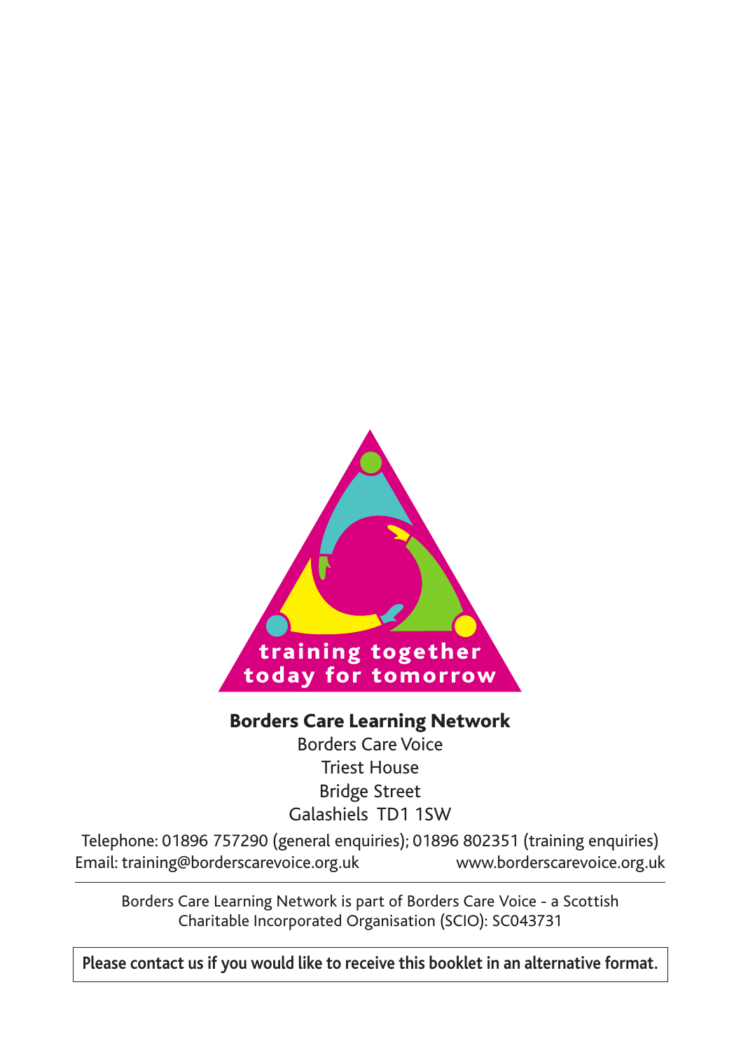training together
today for tomorrow

**Borders Care Learning Network**

Borders Care Voice
Triest House
Bridge Street
Galashiels TD1 1SW

Telephone: 01896 757290 (general enquiries); 01896 802351 (training enquiries)
Email: training@borderscarevoice.org.uk www.borderscarevoice.org.uk

---

Borders Care Learning Network is part of Borders Care Voice - a Scottish Charitable Incorporated Organisation (SCIO): SC043731

**Please contact us if you would like to receive this booklet in an alternative format.**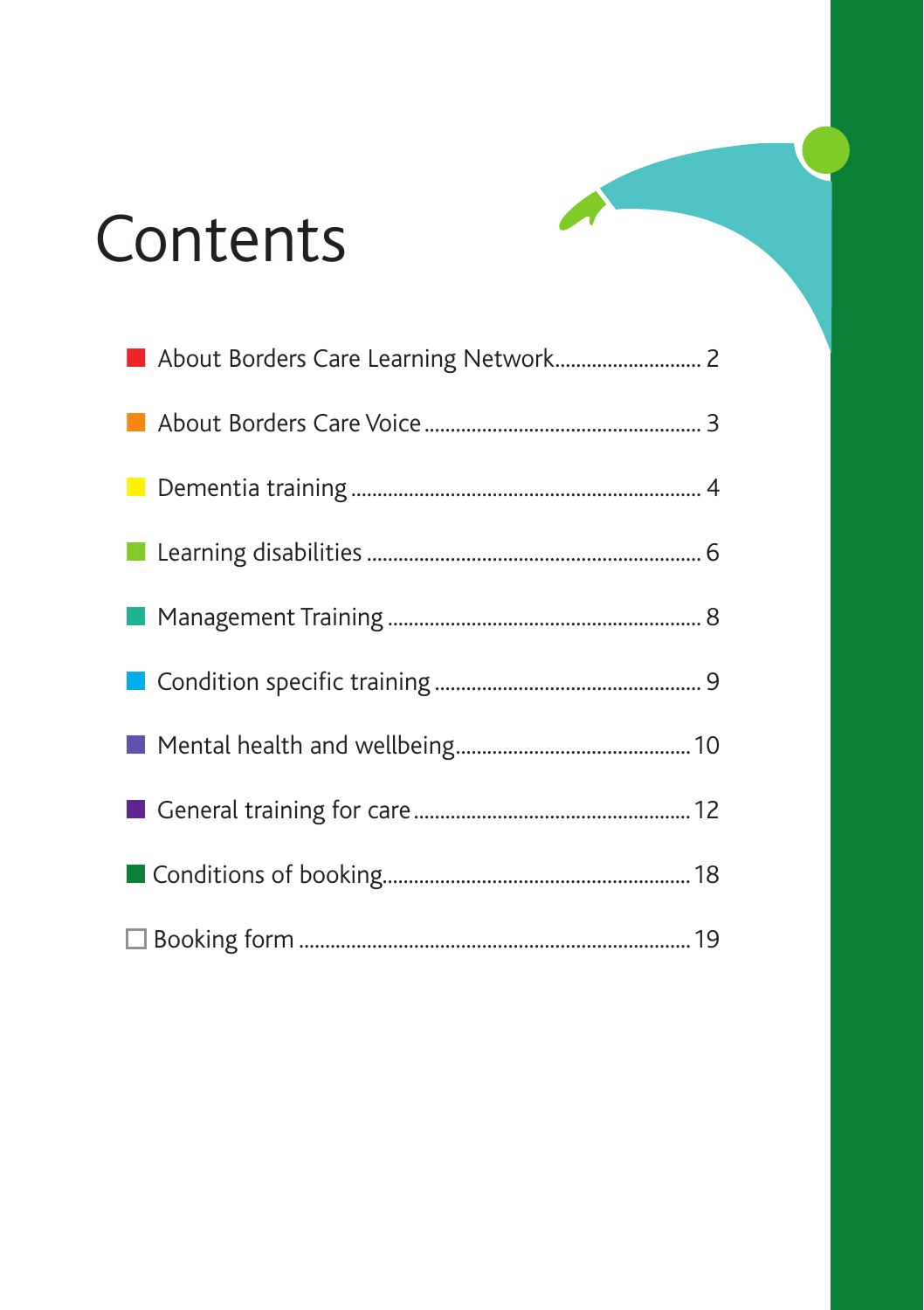# Contents

- About Borders Care Learning Network........................... 2
- About Borders Care Voice................................................... 3
- Dementia training................................................................ 4
- Learning disabilities............................................................ 6
- Management Training......................................................... 8
- Condition specific training.................................................. 9
- Mental health and wellbeing............................................ 10
- General training for care................................................... 12
- Conditions of booking........................................................ 18
- Booking form...................................................................... 19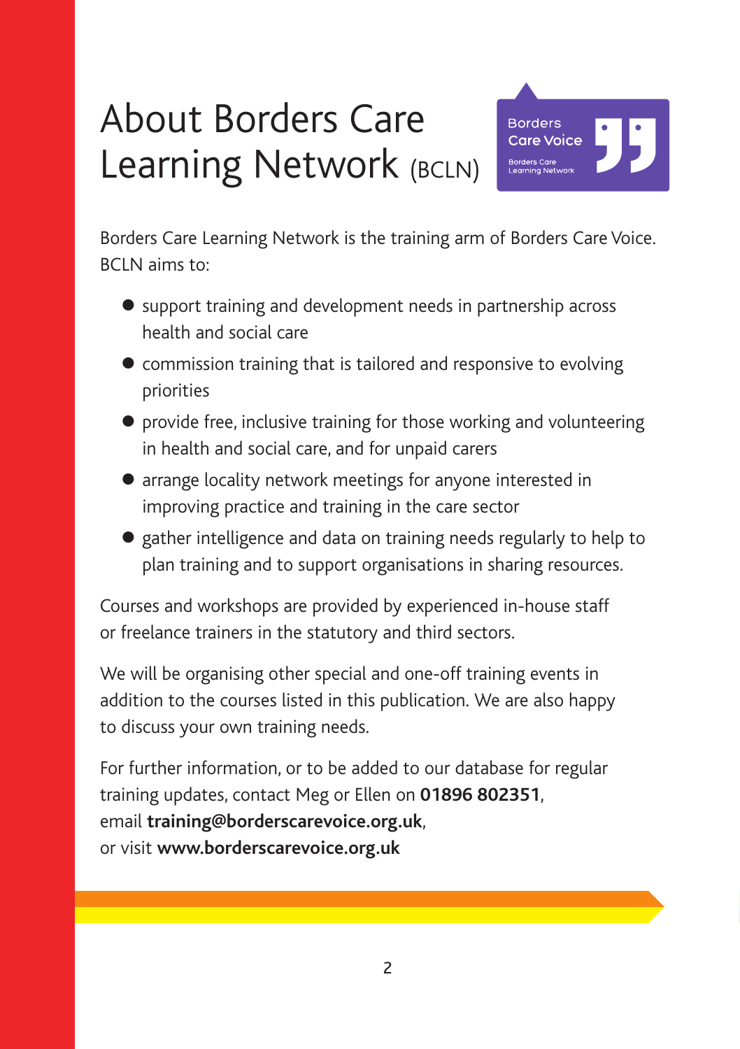# About Borders Care Learning Network (BCLN)

Borders Care Learning Network is the training arm of Borders Care Voice. BCLN aims to:

- support training and development needs in partnership across health and social care
- commission training that is tailored and responsive to evolving priorities
- provide free, inclusive training for those working and volunteering in health and social care, and for unpaid carers
- arrange locality network meetings for anyone interested in improving practice and training in the care sector
- gather intelligence and data on training needs regularly to help to plan training and to support organisations in sharing resources.

Courses and workshops are provided by experienced in-house staff or freelance trainers in the statutory and third sectors.

We will be organising other special and one-off training events in addition to the courses listed in this publication. We are also happy to discuss your own training needs.

For further information, or to be added to our database for regular training updates, contact Meg or Ellen on **01896 802351**, email **training@borderscarevoice.org.uk**, or visit **www.borderscarevoice.org.uk**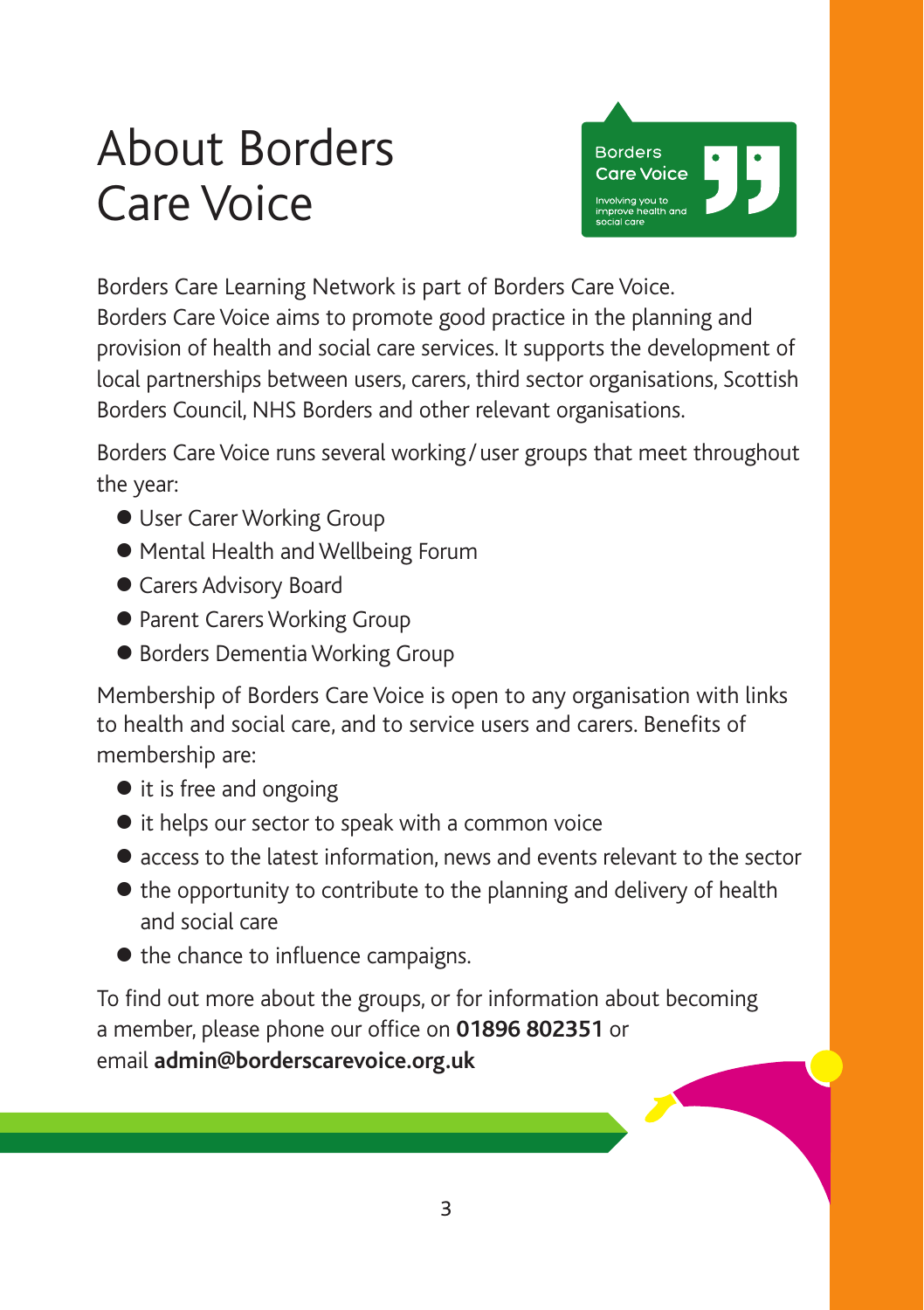# About Borders Care Voice

Borders Care Learning Network is part of Borders Care Voice. Borders Care Voice aims to promote good practice in the planning and provision of health and social care services. It supports the development of local partnerships between users, carers, third sector organisations, Scottish Borders Council, NHS Borders and other relevant organisations.

Borders Care Voice runs several working/user groups that meet throughout the year:

- User Carer Working Group
- Mental Health and Wellbeing Forum
- Carers Advisory Board
- Parent Carers Working Group
- Borders Dementia Working Group

Membership of Borders Care Voice is open to any organisation with links to health and social care, and to service users and carers. Benefits of membership are:

- it is free and ongoing
- it helps our sector to speak with a common voice
- access to the latest information, news and events relevant to the sector
- the opportunity to contribute to the planning and delivery of health and social care
- the chance to influence campaigns.

To find out more about the groups, or for information about becoming a member, please phone our office on **01896 802351** or email **admin@borderscarevoice.org.uk**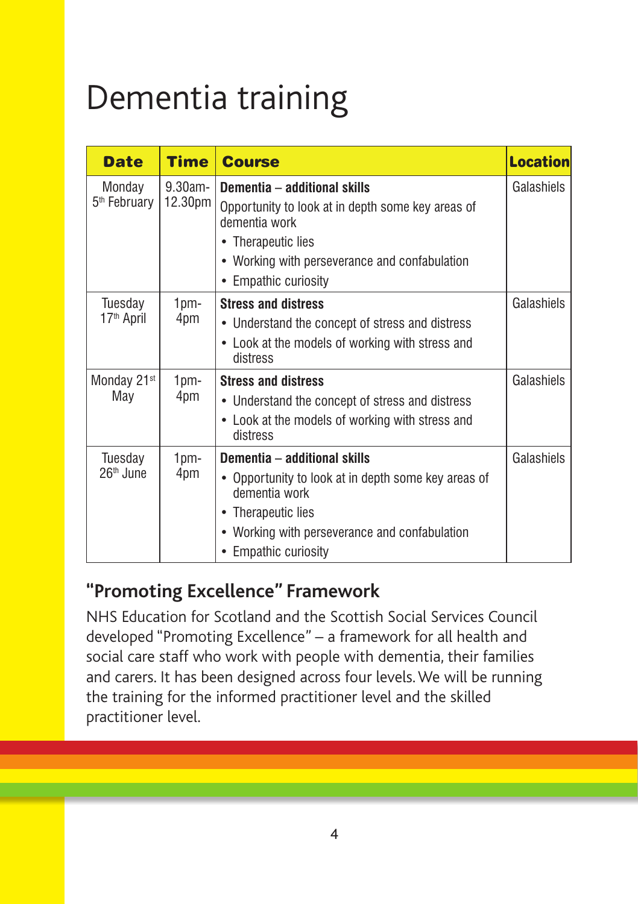# Dementia training

| Date | Time | Course | Location |
|---|---|---|---|
| Monday 5th February | 9.30am-12.30pm | **Dementia – additional skills**<br>Opportunity to look at in depth some key areas of dementia work<br>• Therapeutic lies<br>• Working with perseverance and confabulation<br>• Empathic curiosity | Galashiels |
| Tuesday 17th April | 1pm-4pm | **Stress and distress**<br>• Understand the concept of stress and distress<br>• Look at the models of working with stress and distress | Galashiels |
| Monday 21st May | 1pm-4pm | **Stress and distress**<br>• Understand the concept of stress and distress<br>• Look at the models of working with stress and distress | Galashiels |
| Tuesday 26th June | 1pm-4pm | **Dementia – additional skills**<br>• Opportunity to look at in depth some key areas of dementia work<br>• Therapeutic lies<br>• Working with perseverance and confabulation<br>• Empathic curiosity | Galashiels |

## "Promoting Excellence" Framework

NHS Education for Scotland and the Scottish Social Services Council developed "Promoting Excellence" – a framework for all health and social care staff who work with people with dementia, their families and carers. It has been designed across four levels. We will be running the training for the informed practitioner level and the skilled practitioner level.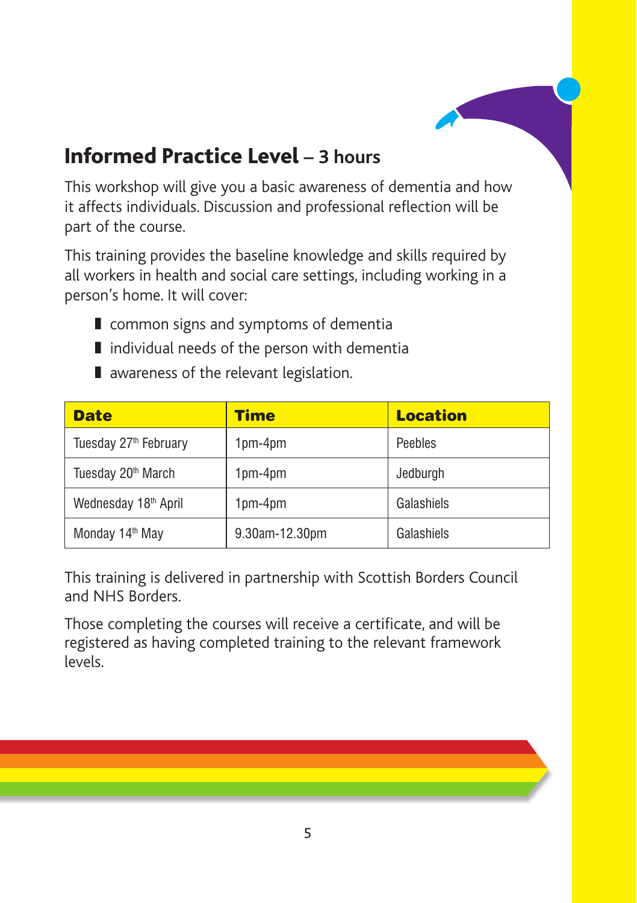## **Informed Practice Level** – 3 hours

This workshop will give you a basic awareness of dementia and how it affects individuals. Discussion and professional reflection will be part of the course.

This training provides the baseline knowledge and skills required by all workers in health and social care settings, including working in a person's home. It will cover:

- common signs and symptoms of dementia
- individual needs of the person with dementia
- awareness of the relevant legislation.

| Date | Time | Location |
| --- | --- | --- |
| Tuesday 27th February | 1pm-4pm | Peebles |
| Tuesday 20th March | 1pm-4pm | Jedburgh |
| Wednesday 18th April | 1pm-4pm | Galashiels |
| Monday 14th May | 9.30am-12.30pm | Galashiels |

This training is delivered in partnership with Scottish Borders Council and NHS Borders.

Those completing the courses will receive a certificate, and will be registered as having completed training to the relevant framework levels.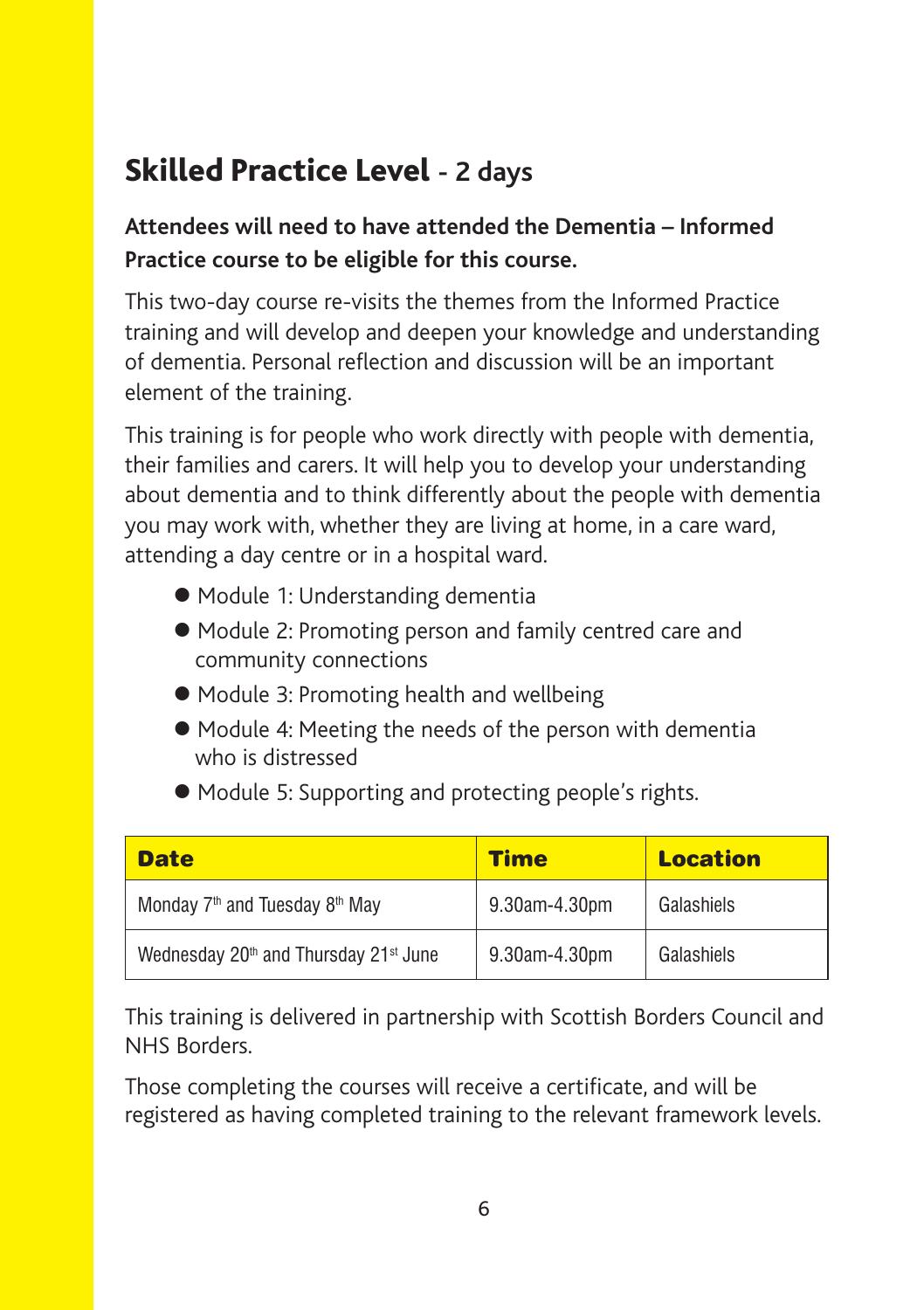## Skilled Practice Level - 2 days

**Attendees will need to have attended the Dementia – Informed Practice course to be eligible for this course.**

This two-day course re-visits the themes from the Informed Practice training and will develop and deepen your knowledge and understanding of dementia. Personal reflection and discussion will be an important element of the training.

This training is for people who work directly with people with dementia, their families and carers. It will help you to develop your understanding about dementia and to think differently about the people with dementia you may work with, whether they are living at home, in a care ward, attending a day centre or in a hospital ward.

- Module 1: Understanding dementia
- Module 2: Promoting person and family centred care and community connections
- Module 3: Promoting health and wellbeing
- Module 4: Meeting the needs of the person with dementia who is distressed
- Module 5: Supporting and protecting people's rights.

| Date | Time | Location |
|---|---|---|
| Monday 7th and Tuesday 8th May | 9.30am-4.30pm | Galashiels |
| Wednesday 20th and Thursday 21st June | 9.30am-4.30pm | Galashiels |

This training is delivered in partnership with Scottish Borders Council and NHS Borders.

Those completing the courses will receive a certificate, and will be registered as having completed training to the relevant framework levels.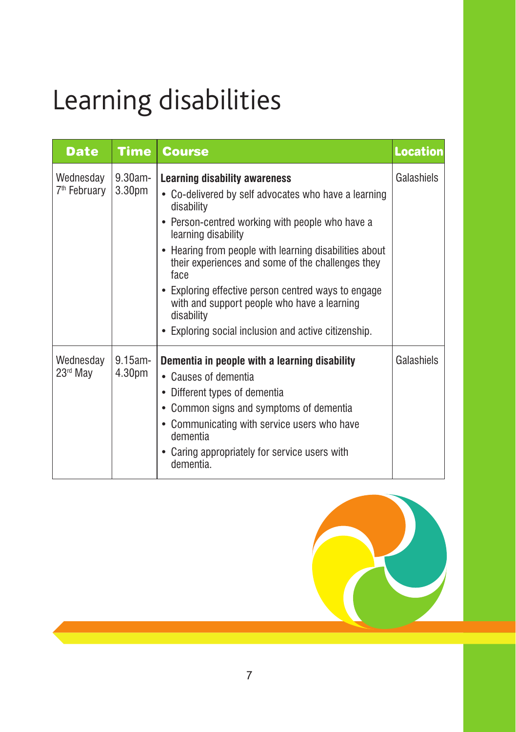# Learning disabilities

| Date | Time | Course | Location |
|---|---|---|---|
| Wednesday 7th February | 9.30am-3.30pm | **Learning disability awareness**<br>• Co-delivered by self advocates who have a learning disability<br>• Person-centred working with people who have a learning disability<br>• Hearing from people with learning disabilities about their experiences and some of the challenges they face<br>• Exploring effective person centred ways to engage with and support people who have a learning disability<br>• Exploring social inclusion and active citizenship. | Galashiels |
| Wednesday 23rd May | 9.15am-4.30pm | **Dementia in people with a learning disability**<br>• Causes of dementia<br>• Different types of dementia<br>• Common signs and symptoms of dementia<br>• Communicating with service users who have dementia<br>• Caring appropriately for service users with dementia. | Galashiels |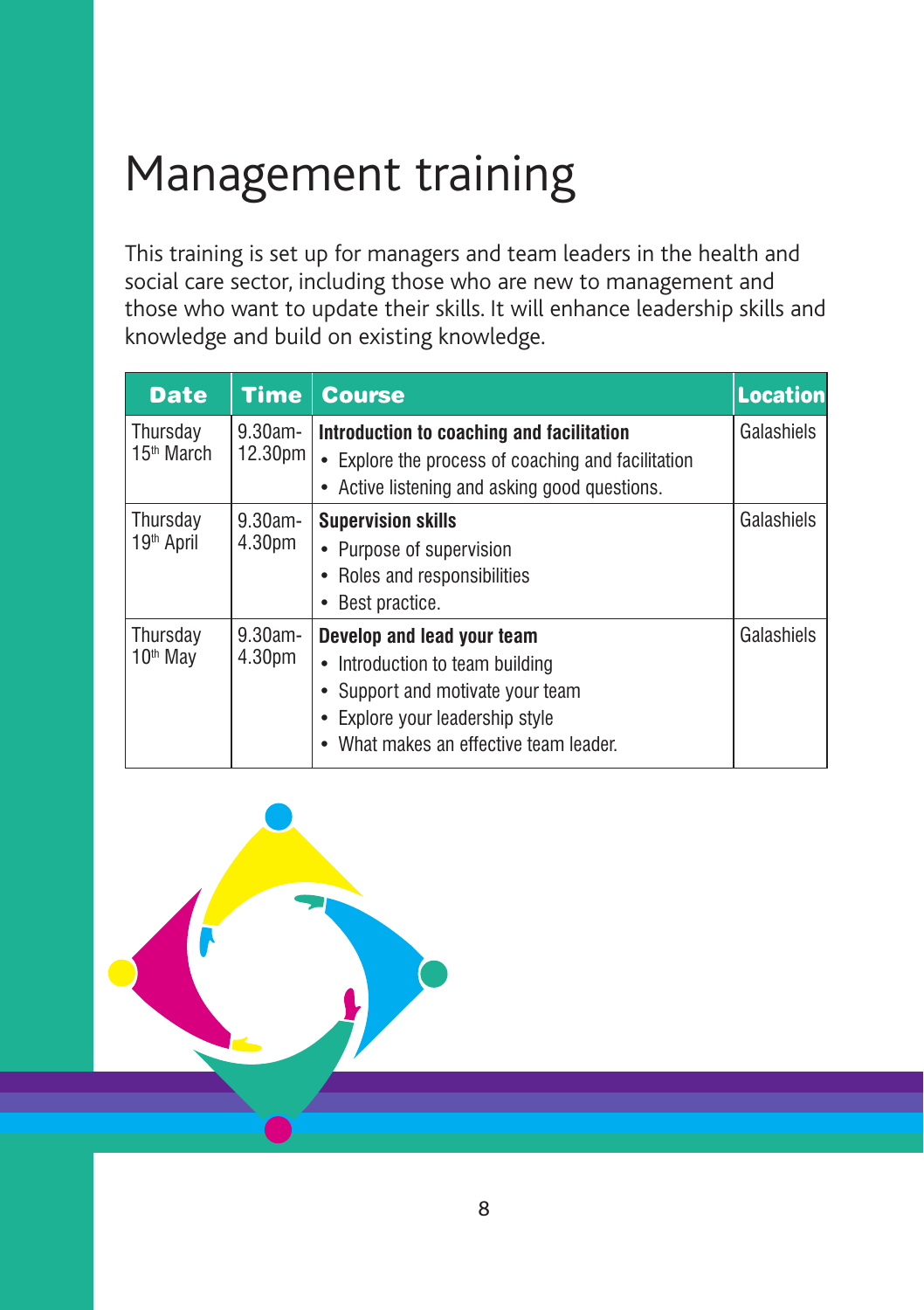# Management training

This training is set up for managers and team leaders in the health and social care sector, including those who are new to management and those who want to update their skills. It will enhance leadership skills and knowledge and build on existing knowledge.

| Date | Time | Course | Location |
|---|---|---|---|
| Thursday 15th March | 9.30am-12.30pm | **Introduction to coaching and facilitation**<br>• Explore the process of coaching and facilitation<br>• Active listening and asking good questions. | Galashiels |
| Thursday 19th April | 9.30am-4.30pm | **Supervision skills**<br>• Purpose of supervision<br>• Roles and responsibilities<br>• Best practice. | Galashiels |
| Thursday 10th May | 9.30am-4.30pm | **Develop and lead your team**<br>• Introduction to team building<br>• Support and motivate your team<br>• Explore your leadership style<br>• What makes an effective team leader. | Galashiels |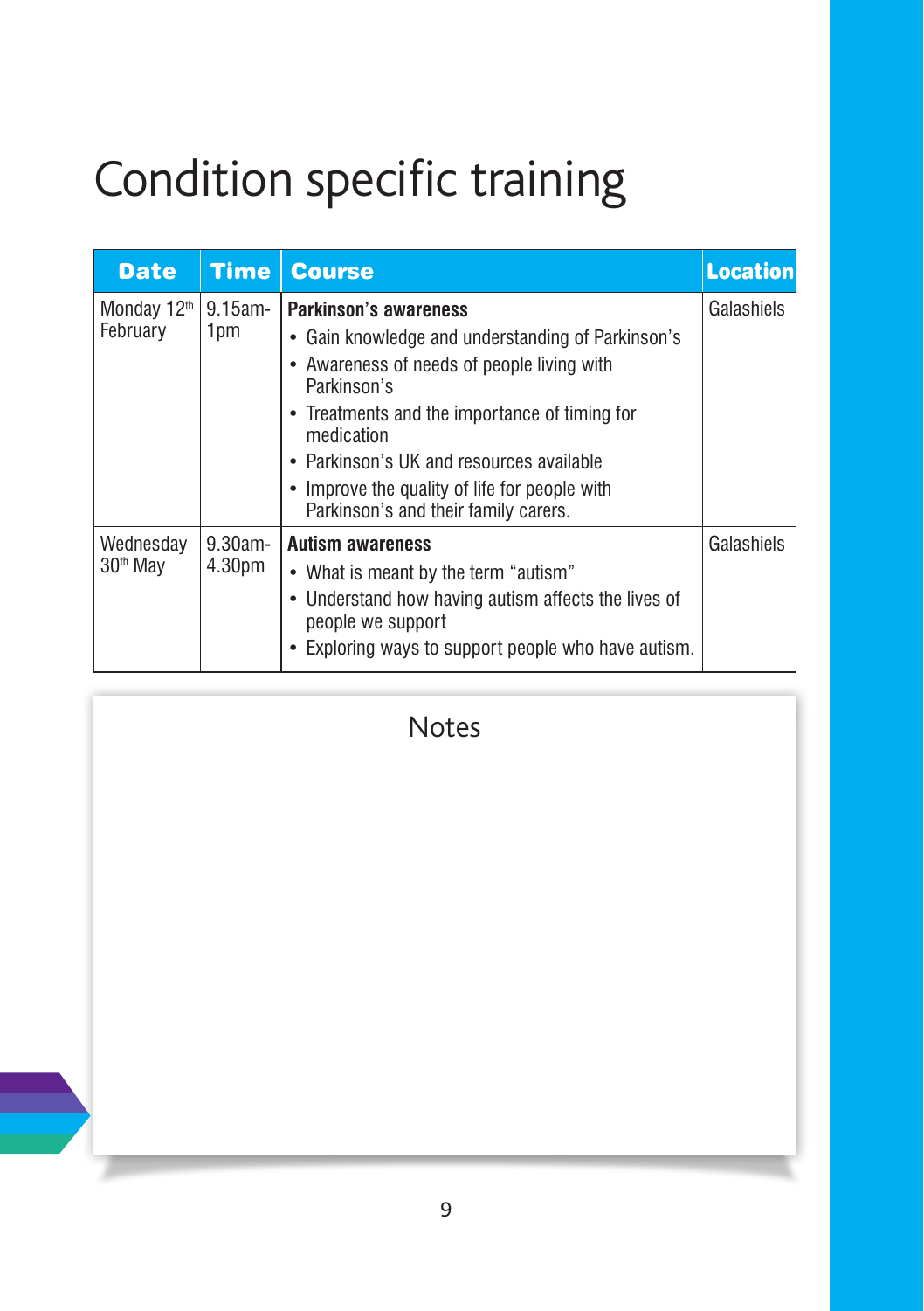# Condition specific training

| Date | Time | Course | Location |
|---|---|---|---|
| Monday 12th February | 9.15am-1pm | **Parkinson's awareness**<br>• Gain knowledge and understanding of Parkinson's<br>• Awareness of needs of people living with Parkinson's<br>• Treatments and the importance of timing for medication<br>• Parkinson's UK and resources available<br>• Improve the quality of life for people with Parkinson's and their family carers. | Galashiels |
| Wednesday 30th May | 9.30am-4.30pm | **Autism awareness**<br>• What is meant by the term "autism"<br>• Understand how having autism affects the lives of people we support<br>• Exploring ways to support people who have autism. | Galashiels |

## Notes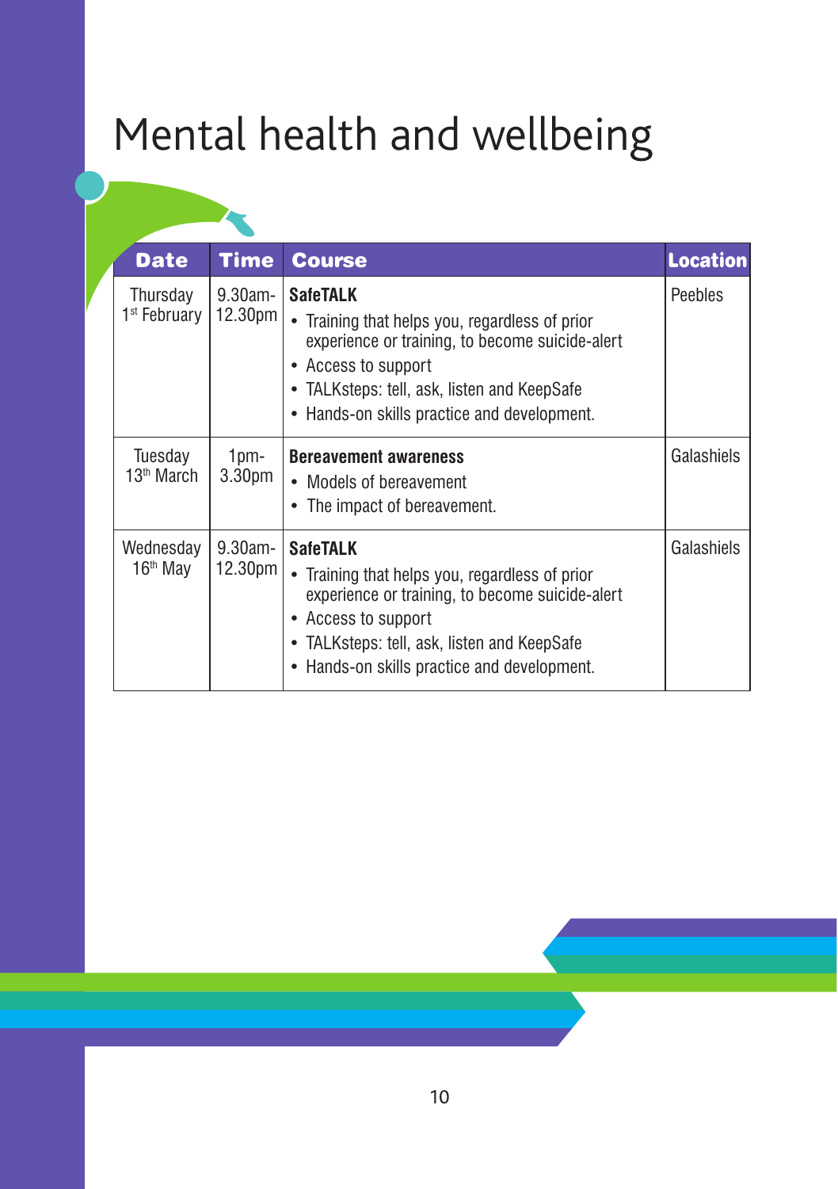# Mental health and wellbeing

| Date | Time | Course | Location |
|---|---|---|---|
| Thursday 1st February | 9.30am-12.30pm | **SafeTALK**<br>• Training that helps you, regardless of prior experience or training, to become suicide-alert<br>• Access to support<br>• TALKsteps: tell, ask, listen and KeepSafe<br>• Hands-on skills practice and development. | Peebles |
| Tuesday 13th March | 1pm-3.30pm | **Bereavement awareness**<br>• Models of bereavement<br>• The impact of bereavement. | Galashiels |
| Wednesday 16th May | 9.30am-12.30pm | **SafeTALK**<br>• Training that helps you, regardless of prior experience or training, to become suicide-alert<br>• Access to support<br>• TALKsteps: tell, ask, listen and KeepSafe<br>• Hands-on skills practice and development. | Galashiels |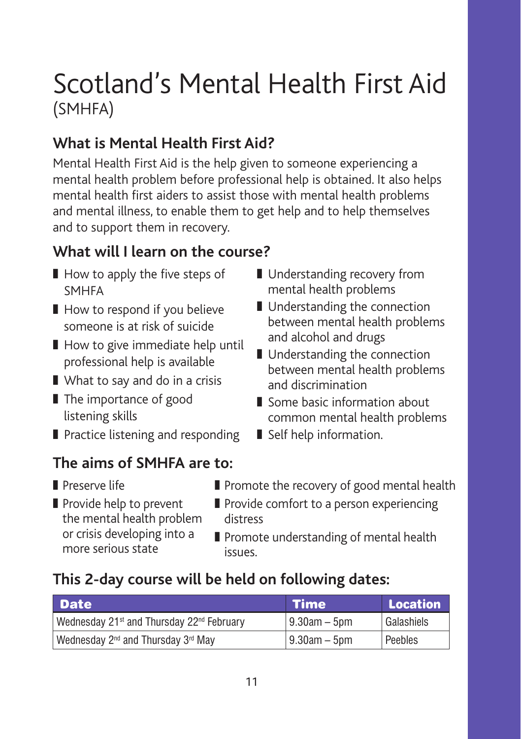# Scotland's Mental Health First Aid
(SMHFA)

## What is Mental Health First Aid?

Mental Health First Aid is the help given to someone experiencing a mental health problem before professional help is obtained. It also helps mental health first aiders to assist those with mental health problems and mental illness, to enable them to get help and to help themselves and to support them in recovery.

## What will I learn on the course?

- How to apply the five steps of SMHFA
- How to respond if you believe someone is at risk of suicide
- How to give immediate help until professional help is available
- What to say and do in a crisis
- The importance of good listening skills
- Practice listening and responding
- Understanding recovery from mental health problems
- Understanding the connection between mental health problems and alcohol and drugs
- Understanding the connection between mental health problems and discrimination
- Some basic information about common mental health problems
- Self help information.

## The aims of SMHFA are to:

- Preserve life
- Provide help to prevent the mental health problem or crisis developing into a more serious state
- Promote the recovery of good mental health
- Provide comfort to a person experiencing distress
- Promote understanding of mental health issues.

## This 2-day course will be held on following dates:

| Date | Time | Location |
| --- | --- | --- |
| Wednesday 21st and Thursday 22nd February | 9.30am – 5pm | Galashiels |
| Wednesday 2nd and Thursday 3rd May | 9.30am – 5pm | Peebles |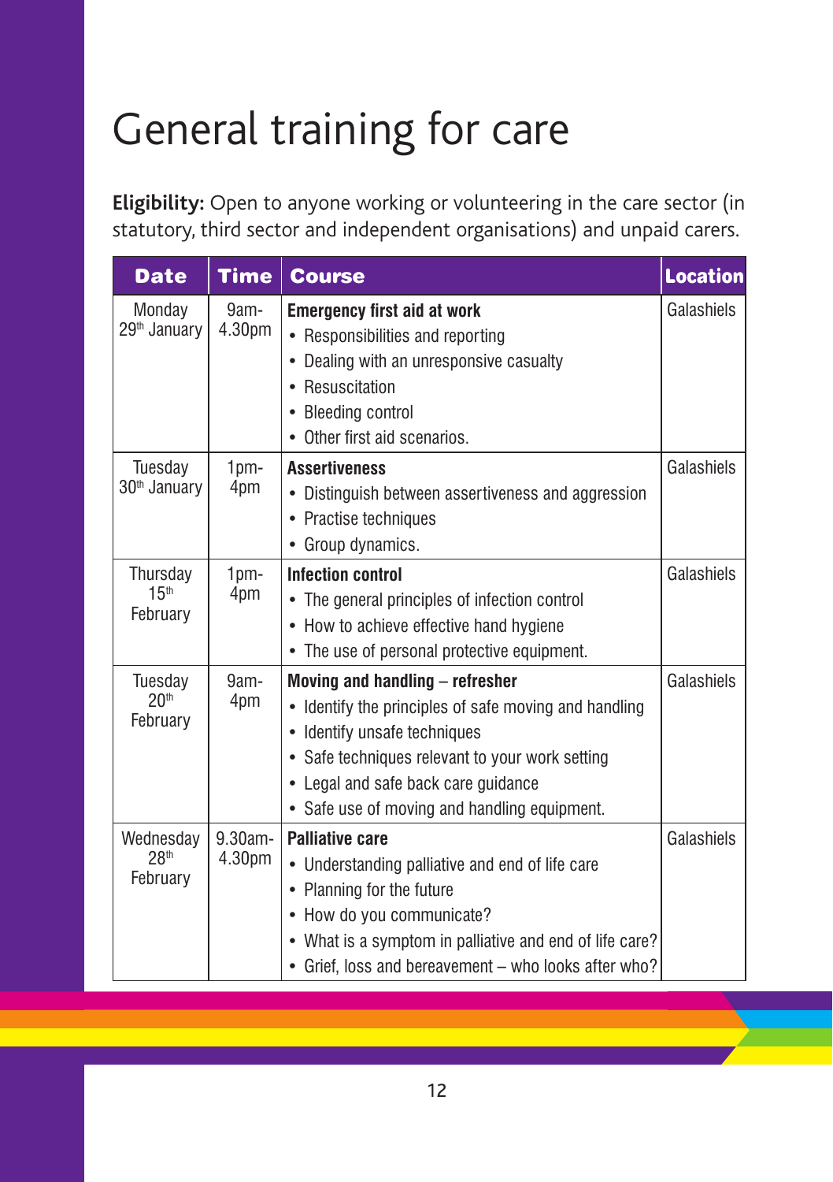# General training for care

**Eligibility:** Open to anyone working or volunteering in the care sector (in statutory, third sector and independent organisations) and unpaid carers.

| Date | Time | Course | Location |
|---|---|---|---|
| Monday 29th January | 9am-4.30pm | **Emergency first aid at work**<br>• Responsibilities and reporting<br>• Dealing with an unresponsive casualty<br>• Resuscitation<br>• Bleeding control<br>• Other first aid scenarios. | Galashiels |
| Tuesday 30th January | 1pm-4pm | **Assertiveness**<br>• Distinguish between assertiveness and aggression<br>• Practise techniques<br>• Group dynamics. | Galashiels |
| Thursday 15th February | 1pm-4pm | **Infection control**<br>• The general principles of infection control<br>• How to achieve effective hand hygiene<br>• The use of personal protective equipment. | Galashiels |
| Tuesday 20th February | 9am-4pm | **Moving and handling – refresher**<br>• Identify the principles of safe moving and handling<br>• Identify unsafe techniques<br>• Safe techniques relevant to your work setting<br>• Legal and safe back care guidance<br>• Safe use of moving and handling equipment. | Galashiels |
| Wednesday 28th February | 9.30am-4.30pm | **Palliative care**<br>• Understanding palliative and end of life care<br>• Planning for the future<br>• How do you communicate?<br>• What is a symptom in palliative and end of life care?<br>• Grief, loss and bereavement – who looks after who? | Galashiels |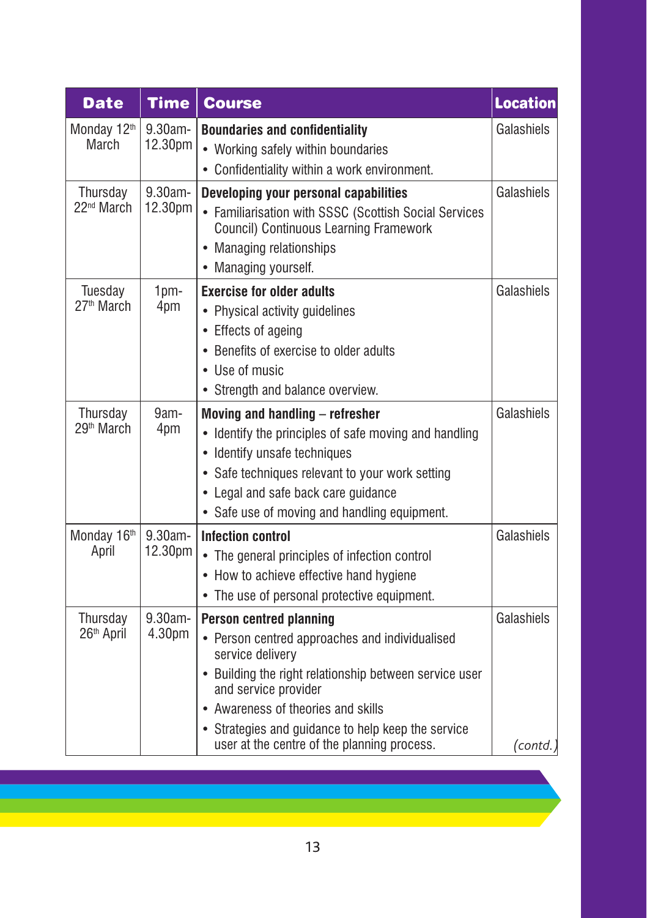| Date | Time | Course | Location |
|---|---|---|---|
| Monday 12th March | 9.30am-12.30pm | **Boundaries and confidentiality**<br>• Working safely within boundaries<br>• Confidentiality within a work environment. | Galashiels |
| Thursday 22nd March | 9.30am-12.30pm | **Developing your personal capabilities**<br>• Familiarisation with SSSC (Scottish Social Services Council) Continuous Learning Framework<br>• Managing relationships<br>• Managing yourself. | Galashiels |
| Tuesday 27th March | 1pm-4pm | **Exercise for older adults**<br>• Physical activity guidelines<br>• Effects of ageing<br>• Benefits of exercise to older adults<br>• Use of music<br>• Strength and balance overview. | Galashiels |
| Thursday 29th March | 9am-4pm | **Moving and handling – refresher**<br>• Identify the principles of safe moving and handling<br>• Identify unsafe techniques<br>• Safe techniques relevant to your work setting<br>• Legal and safe back care guidance<br>• Safe use of moving and handling equipment. | Galashiels |
| Monday 16th April | 9.30am-12.30pm | **Infection control**<br>• The general principles of infection control<br>• How to achieve effective hand hygiene<br>• The use of personal protective equipment. | Galashiels |
| Thursday 26th April | 9.30am-4.30pm | **Person centred planning**<br>• Person centred approaches and individualised service delivery<br>• Building the right relationship between service user and service provider<br>• Awareness of theories and skills<br>• Strategies and guidance to help keep the service user at the centre of the planning process. | Galashiels<br><br>*(contd.)* |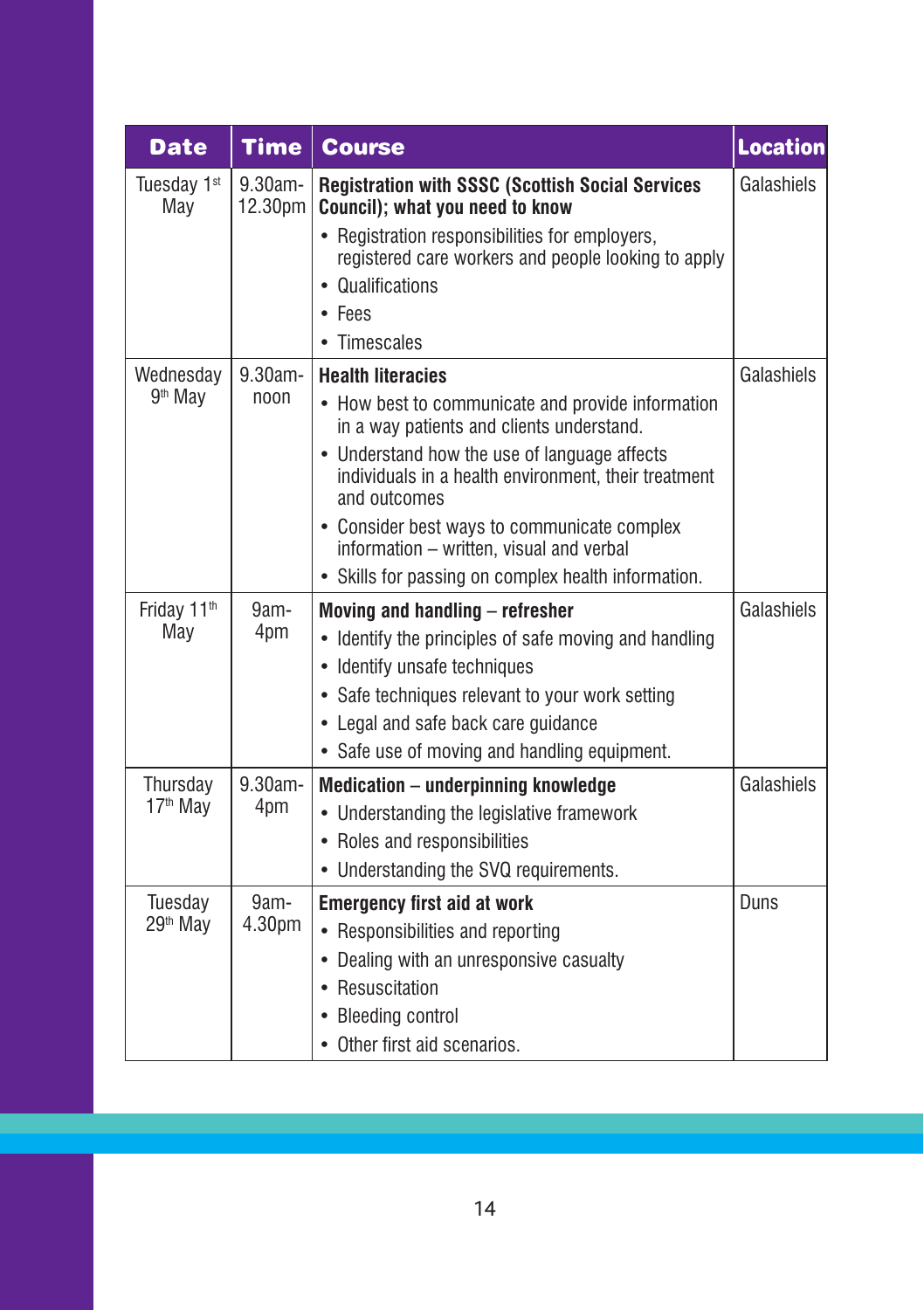| Date | Time | Course | Location |
|---|---|---|---|
| Tuesday 1st May | 9.30am-12.30pm | **Registration with SSSC (Scottish Social Services Council); what you need to know**<br>• Registration responsibilities for employers, registered care workers and people looking to apply<br>• Qualifications<br>• Fees<br>• Timescales | Galashiels |
| Wednesday 9th May | 9.30am-noon | **Health literacies**<br>• How best to communicate and provide information in a way patients and clients understand.<br>• Understand how the use of language affects individuals in a health environment, their treatment and outcomes<br>• Consider best ways to communicate complex information – written, visual and verbal<br>• Skills for passing on complex health information. | Galashiels |
| Friday 11th May | 9am-4pm | **Moving and handling – refresher**<br>• Identify the principles of safe moving and handling<br>• Identify unsafe techniques<br>• Safe techniques relevant to your work setting<br>• Legal and safe back care guidance<br>• Safe use of moving and handling equipment. | Galashiels |
| Thursday 17th May | 9.30am-4pm | **Medication – underpinning knowledge**<br>• Understanding the legislative framework<br>• Roles and responsibilities<br>• Understanding the SVQ requirements. | Galashiels |
| Tuesday 29th May | 9am-4.30pm | **Emergency first aid at work**<br>• Responsibilities and reporting<br>• Dealing with an unresponsive casualty<br>• Resuscitation<br>• Bleeding control<br>• Other first aid scenarios. | Duns |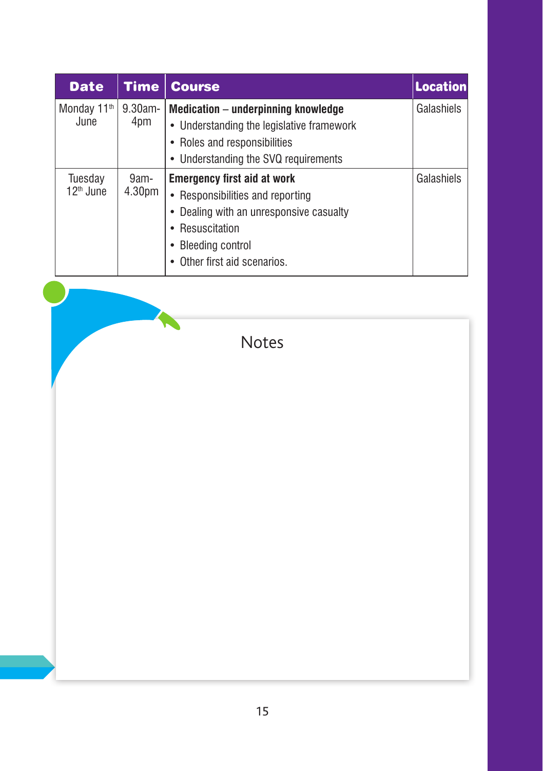| Date | Time | Course | Location |
|---|---|---|---|
| Monday 11th June | 9.30am-4pm | **Medication – underpinning knowledge**<br>• Understanding the legislative framework<br>• Roles and responsibilities<br>• Understanding the SVQ requirements | Galashiels |
| Tuesday 12th June | 9am-4.30pm | **Emergency first aid at work**<br>• Responsibilities and reporting<br>• Dealing with an unresponsive casualty<br>• Resuscitation<br>• Bleeding control<br>• Other first aid scenarios. | Galashiels |

## Notes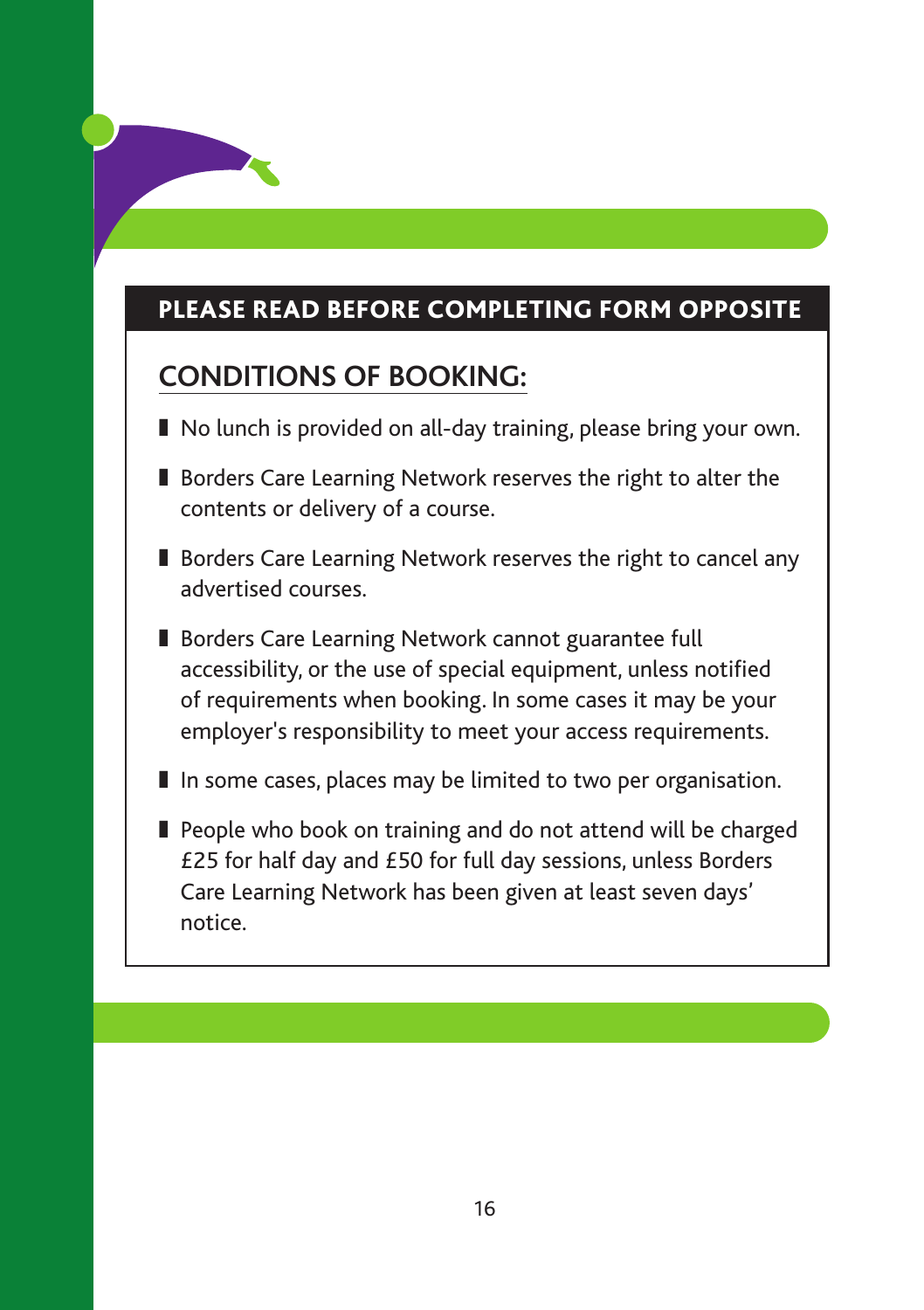**PLEASE READ BEFORE COMPLETING FORM OPPOSITE**

## CONDITIONS OF BOOKING:

- No lunch is provided on all-day training, please bring your own.
- Borders Care Learning Network reserves the right to alter the contents or delivery of a course.
- Borders Care Learning Network reserves the right to cancel any advertised courses.
- Borders Care Learning Network cannot guarantee full accessibility, or the use of special equipment, unless notified of requirements when booking. In some cases it may be your employer's responsibility to meet your access requirements.
- In some cases, places may be limited to two per organisation.
- People who book on training and do not attend will be charged £25 for half day and £50 for full day sessions, unless Borders Care Learning Network has been given at least seven days' notice.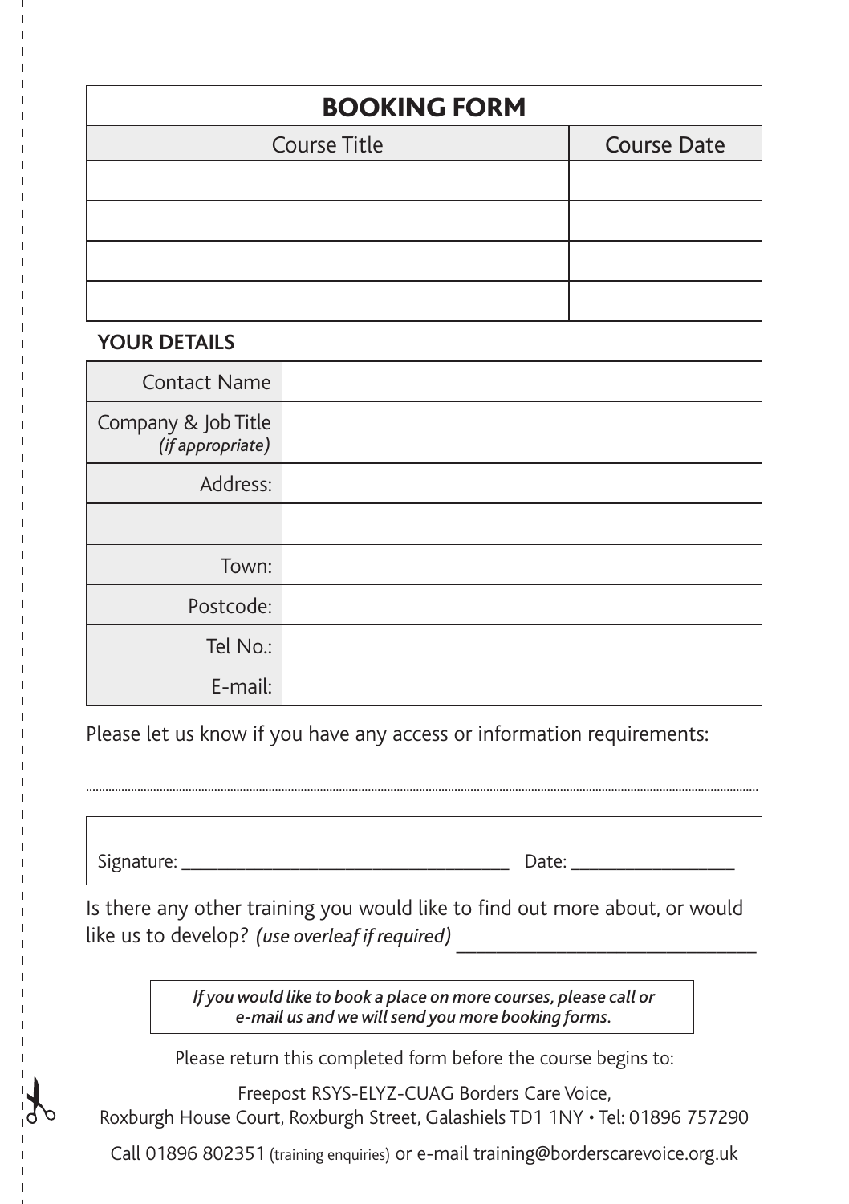# BOOKING FORM

| Course Title | Course Date |
|---|---|
| | |
| | |
| | |
| | |

**YOUR DETAILS**

| | |
|---|---|
| Contact Name | |
| Company & Job Title *(if appropriate)* | |
| Address: | |
| | |
| Town: | |
| Postcode: | |
| Tel No.: | |
| E-mail: | |

Please let us know if you have any access or information requirements:

.......................................................................................................................................................................

Signature: ___________________________________ Date: _________________

Is there any other training you would like to find out more about, or would like us to develop? *(use overleaf if required)* ____________________________

***If you would like to book a place on more courses, please call or e-mail us and we will send you more booking forms.***

Please return this completed form before the course begins to:

Freepost RSYS-ELYZ-CUAG Borders Care Voice,
Roxburgh House Court, Roxburgh Street, Galashiels TD1 1NY • Tel: 01896 757290

Call 01896 802351 (training enquiries) or e-mail training@borderscarevoice.org.uk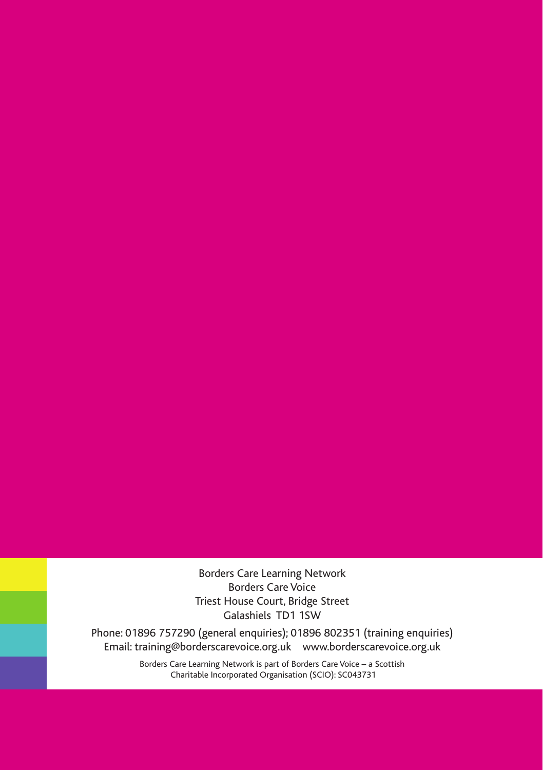Borders Care Learning Network
Borders Care Voice
Triest House Court, Bridge Street
Galashiels TD1 1SW

Phone: 01896 757290 (general enquiries); 01896 802351 (training enquiries)
Email: training@borderscarevoice.org.uk www.borderscarevoice.org.uk

Borders Care Learning Network is part of Borders Care Voice – a Scottish Charitable Incorporated Organisation (SCIO): SC043731